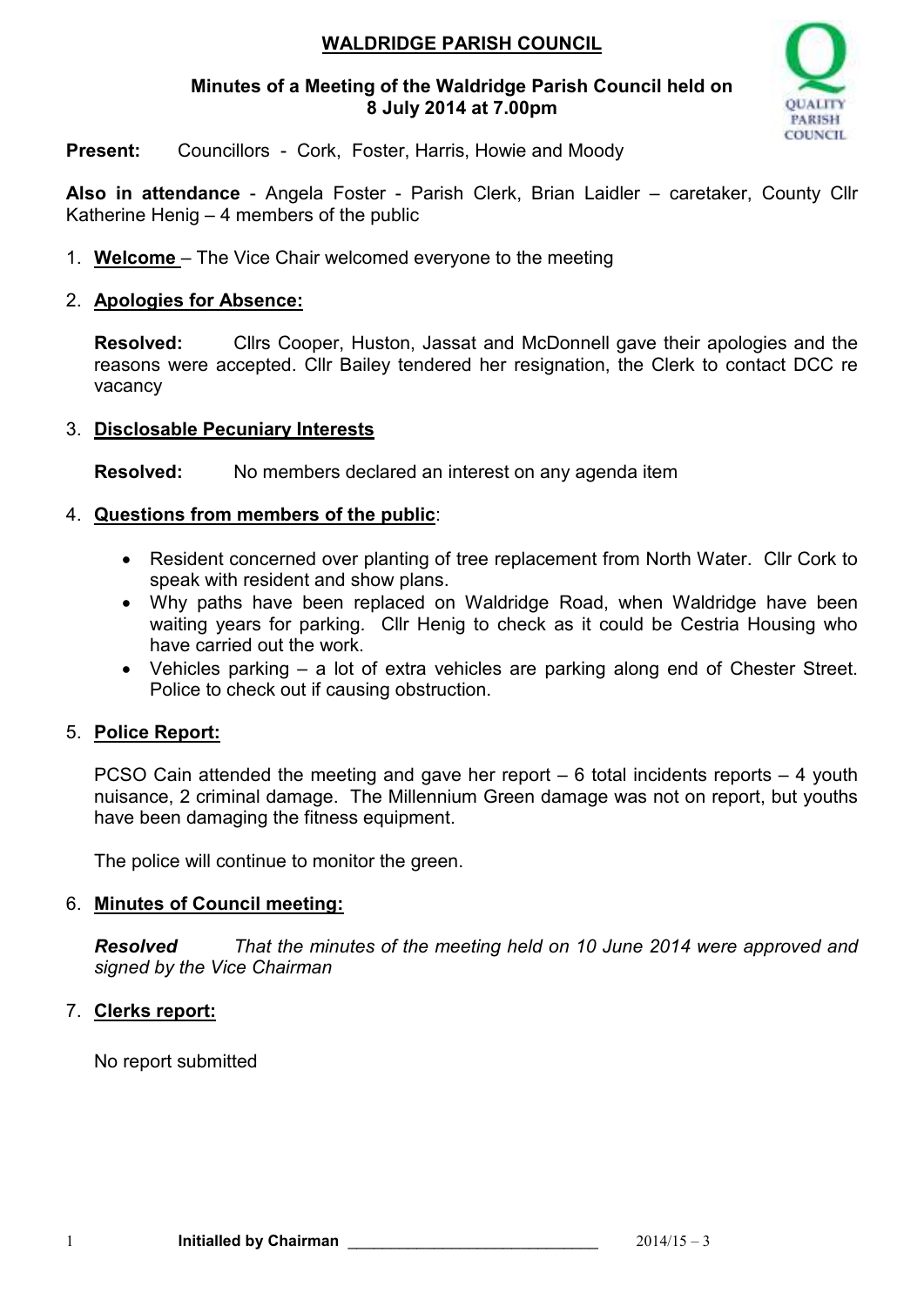# WALDRIDGE PARISH COUNCIL

**Minutes of a Meeting of the Waldridge Parish Council held on 8 July 2014 at 7.00pm**

**Present:** Councillors - Cork, Foster, Harris, Howie and Moody

**Also in attendance** - Angela Foster - Parish Clerk, Brian Laidler – caretaker, County Cllr Katherine Henig – 4 members of the public

1. **Welcome** – The Vice Chair welcomed everyone to the meeting

2. **Apologies for Absence:**

   **Resolved:** Cllrs Cooper, Huston, Jassat and McDonnell gave their apologies and the reasons were accepted. Cllr Bailey tendered her resignation, the Clerk to contact DCC re vacancy

3. **Disclosable Pecuniary Interests**

   **Resolved:** No members declared an interest on any agenda item

4. **Questions from members of the public**:

   - Resident concerned over planting of tree replacement from North Water. Cllr Cork to speak with resident and show plans.
   - Why paths have been replaced on Waldridge Road, when Waldridge have been waiting years for parking. Cllr Henig to check as it could be Cestria Housing who have carried out the work.
   - Vehicles parking – a lot of extra vehicles are parking along end of Chester Street. Police to check out if causing obstruction.

5. **Police Report:**

   PCSO Cain attended the meeting and gave her report – 6 total incidents reports – 4 youth nuisance, 2 criminal damage. The Millennium Green damage was not on report, but youths have been damaging the fitness equipment.

   The police will continue to monitor the green.

6. **Minutes of Council meeting:**

   ***Resolved*** *That the minutes of the meeting held on 10 June 2014 were approved and signed by the Vice Chairman*

7. **Clerks report:**

   No report submitted

**Initialled by Chairman** ____________________________ 2014/15 – 3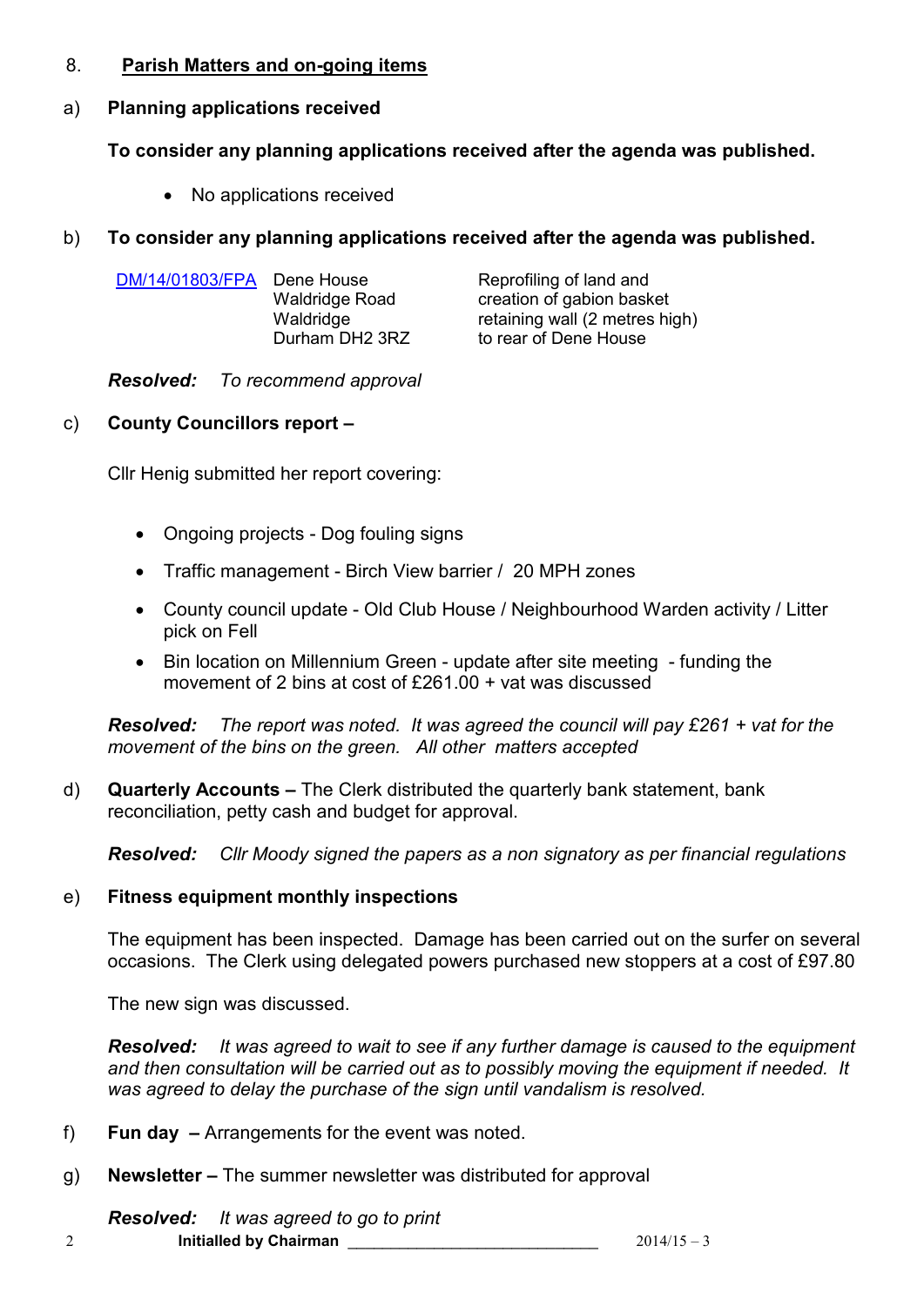## 8. Parish Matters and on-going items

a) **Planning applications received**

**To consider any planning applications received after the agenda was published.**

- No applications received

b) **To consider any planning applications received after the agenda was published.**

| | | |
|---|---|---|
| DM/14/01803/FPA | Dene House<br>Waldridge Road<br>Waldridge<br>Durham DH2 3RZ | Reprofiling of land and creation of gabion basket retaining wall (2 metres high) to rear of Dene House |

***Resolved:*** *To recommend approval*

c) **County Councillors report –**

Cllr Henig submitted her report covering:

- Ongoing projects - Dog fouling signs
- Traffic management - Birch View barrier / 20 MPH zones
- County council update - Old Club House / Neighbourhood Warden activity / Litter pick on Fell
- Bin location on Millennium Green - update after site meeting - funding the movement of 2 bins at cost of £261.00 + vat was discussed

***Resolved:*** *The report was noted. It was agreed the council will pay £261 + vat for the movement of the bins on the green. All other matters accepted*

d) **Quarterly Accounts –** The Clerk distributed the quarterly bank statement, bank reconciliation, petty cash and budget for approval.

***Resolved:*** *Cllr Moody signed the papers as a non signatory as per financial regulations*

e) **Fitness equipment monthly inspections**

The equipment has been inspected. Damage has been carried out on the surfer on several occasions. The Clerk using delegated powers purchased new stoppers at a cost of £97.80

The new sign was discussed.

***Resolved:*** *It was agreed to wait to see if any further damage is caused to the equipment and then consultation will be carried out as to possibly moving the equipment if needed. It was agreed to delay the purchase of the sign until vandalism is resolved.*

f) **Fun day –** Arrangements for the event was noted.

g) **Newsletter –** The summer newsletter was distributed for approval

***Resolved:*** *It was agreed to go to print*

**Initialled by Chairman** ____________________________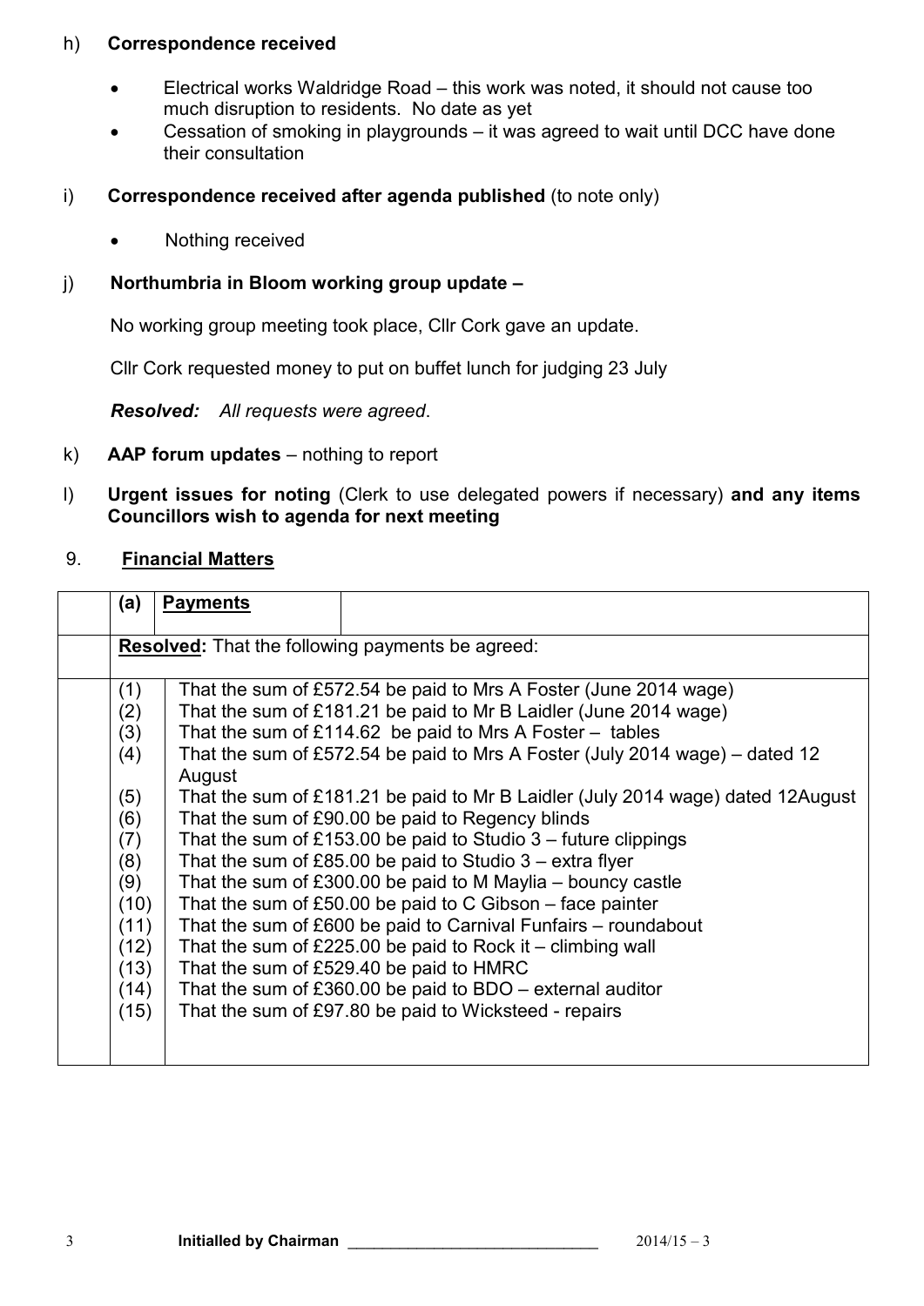h) **Correspondence received**

- Electrical works Waldridge Road – this work was noted, it should not cause too much disruption to residents. No date as yet
- Cessation of smoking in playgrounds – it was agreed to wait until DCC have done their consultation

i) **Correspondence received after agenda published** (to note only)

- Nothing received

j) **Northumbria in Bloom working group update –**

No working group meeting took place, Cllr Cork gave an update.

Cllr Cork requested money to put on buffet lunch for judging 23 July

***Resolved:*** *All requests were agreed*.

k) **AAP forum updates** – nothing to report

l) **Urgent issues for noting** (Clerk to use delegated powers if necessary) **and any items Councillors wish to agenda for next meeting**

9. **Financial Matters**

| **(a)** | **Payments** |
|---|---|
| **Resolved:** That the following payments be agreed: | |
| (1) | That the sum of £572.54 be paid to Mrs A Foster (June 2014 wage) |
| (2) | That the sum of £181.21 be paid to Mr B Laidler (June 2014 wage) |
| (3) | That the sum of £114.62 be paid to Mrs A Foster – tables |
| (4) | That the sum of £572.54 be paid to Mrs A Foster (July 2014 wage) – dated 12 August |
| (5) | That the sum of £181.21 be paid to Mr B Laidler (July 2014 wage) dated 12August |
| (6) | That the sum of £90.00 be paid to Regency blinds |
| (7) | That the sum of £153.00 be paid to Studio 3 – future clippings |
| (8) | That the sum of £85.00 be paid to Studio 3 – extra flyer |
| (9) | That the sum of £300.00 be paid to M Maylia – bouncy castle |
| (10) | That the sum of £50.00 be paid to C Gibson – face painter |
| (11) | That the sum of £600 be paid to Carnival Funfairs – roundabout |
| (12) | That the sum of £225.00 be paid to Rock it – climbing wall |
| (13) | That the sum of £529.40 be paid to HMRC |
| (14) | That the sum of £360.00 be paid to BDO – external auditor |
| (15) | That the sum of £97.80 be paid to Wicksteed - repairs |

**Initialled by Chairman** ______________________________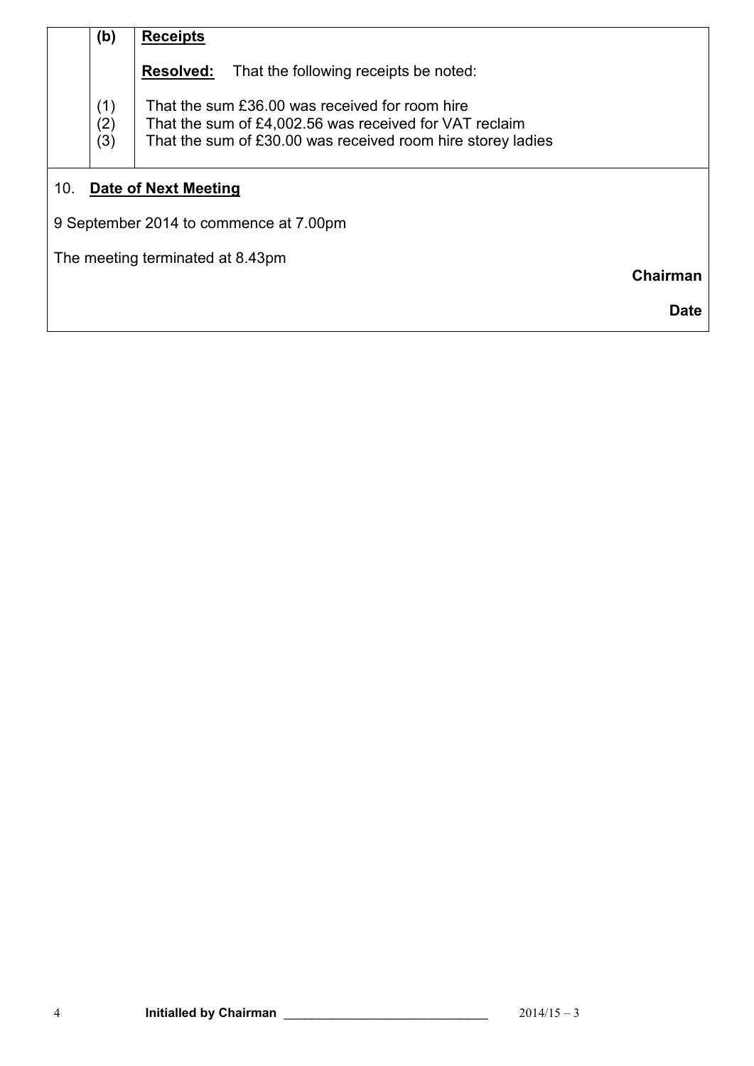**(b) Receipts**

**Resolved:** That the following receipts be noted:

(1) That the sum £36.00 was received for room hire
(2) That the sum of £4,002.56 was received for VAT reclaim
(3) That the sum of £30.00 was received room hire storey ladies

## 10. Date of Next Meeting

9 September 2014 to commence at 7.00pm

The meeting terminated at 8.43pm

**Chairman**

**Date**

**Initialled by Chairman** _______________________________